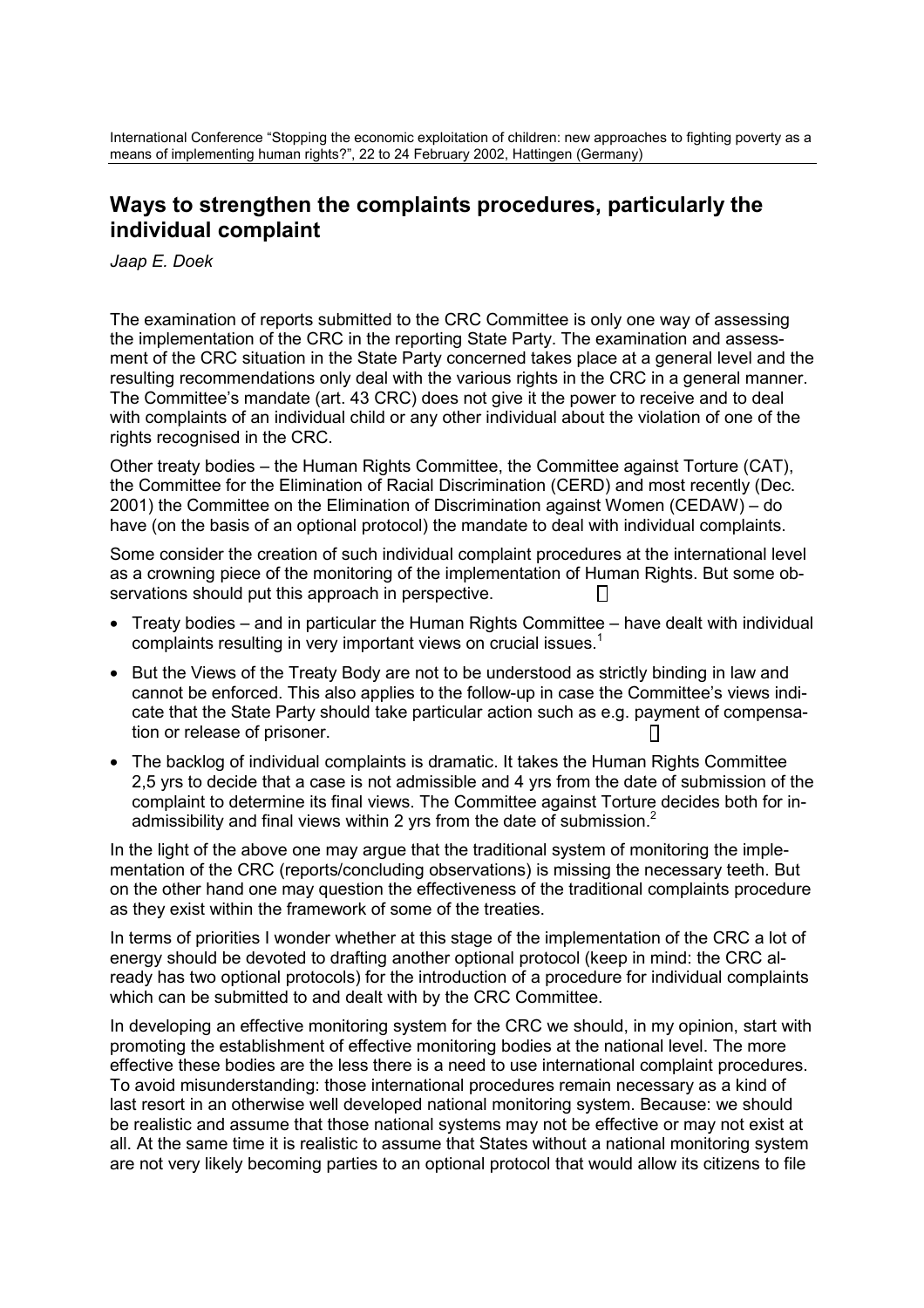## Ways to strengthen the complaints procedures, particularly the individual complaint

*Jaap E. Doek*

The examination of reports submitted to the CRC Committee is only one way of assessing the implementation of the CRC in the reporting State Party. The examination and assessment of the CRC situation in the State Party concerned takes place at a general level and the resulting recommendations only deal with the various rights in the CRC in a general manner. The Committee's mandate (art. 43 CRC) does not give it the power to receive and to deal with complaints of an individual child or any other individual about the violation of one of the rights recognised in the CRC.

Other treaty bodies – the Human Rights Committee, the Committee against Torture (CAT), the Committee for the Elimination of Racial Discrimination (CERD) and most recently (Dec. 2001) the Committee on the Elimination of Discrimination against Women (CEDAW) – do have (on the basis of an optional protocol) the mandate to deal with individual complaints.

Some consider the creation of such individual complaint procedures at the international level as a crowning piece of the monitoring of the implementation of Human Rights. But some observations should put this approach in perspective.

- Treaty bodies – and in particular the Human Rights Committee – have dealt with individual complaints resulting in very important views on crucial issues.[1]
- But the Views of the Treaty Body are not to be understood as strictly binding in law and cannot be enforced. This also applies to the follow-up in case the Committee's views indicate that the State Party should take particular action such as e.g. payment of compensation or release of prisoner.
- The backlog of individual complaints is dramatic. It takes the Human Rights Committee 2,5 yrs to decide that a case is not admissible and 4 yrs from the date of submission of the complaint to determine its final views. The Committee against Torture decides both for inadmissibility and final views within 2 yrs from the date of submission.[2]

In the light of the above one may argue that the traditional system of monitoring the implementation of the CRC (reports/concluding observations) is missing the necessary teeth. But on the other hand one may question the effectiveness of the traditional complaints procedure as they exist within the framework of some of the treaties.

In terms of priorities I wonder whether at this stage of the implementation of the CRC a lot of energy should be devoted to drafting another optional protocol (keep in mind: the CRC already has two optional protocols) for the introduction of a procedure for individual complaints which can be submitted to and dealt with by the CRC Committee.

In developing an effective monitoring system for the CRC we should, in my opinion, start with promoting the establishment of effective monitoring bodies at the national level. The more effective these bodies are the less there is a need to use international complaint procedures. To avoid misunderstanding: those international procedures remain necessary as a kind of last resort in an otherwise well developed national monitoring system. Because: we should be realistic and assume that those national systems may not be effective or may not exist at all. At the same time it is realistic to assume that States without a national monitoring system are not very likely becoming parties to an optional protocol that would allow its citizens to file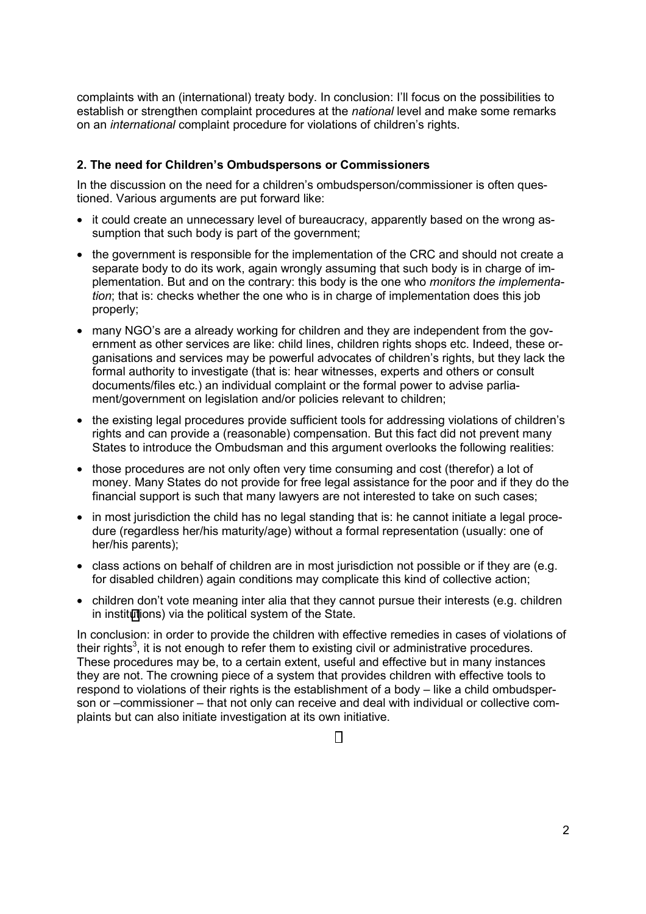complaints with an (international) treaty body. In conclusion: I'll focus on the possibilities to establish or strengthen complaint procedures at the *national* level and make some remarks on an *international* complaint procedure for violations of children's rights.

## 2. The need for Children's Ombudspersons or Commissioners

In the discussion on the need for a children's ombudsperson/commissioner is often questioned. Various arguments are put forward like:

- it could create an unnecessary level of bureaucracy, apparently based on the wrong assumption that such body is part of the government;
- the government is responsible for the implementation of the CRC and should not create a separate body to do its work, again wrongly assuming that such body is in charge of implementation. But and on the contrary: this body is the one who *monitors the implementation*; that is: checks whether the one who is in charge of implementation does this job properly;
- many NGO's are a already working for children and they are independent from the government as other services are like: child lines, children rights shops etc. Indeed, these organisations and services may be powerful advocates of children's rights, but they lack the formal authority to investigate (that is: hear witnesses, experts and others or consult documents/files etc.) an individual complaint or the formal power to advise parliament/government on legislation and/or policies relevant to children;
- the existing legal procedures provide sufficient tools for addressing violations of children's rights and can provide a (reasonable) compensation. But this fact did not prevent many States to introduce the Ombudsman and this argument overlooks the following realities:
- those procedures are not only often very time consuming and cost (therefor) a lot of money. Many States do not provide for free legal assistance for the poor and if they do the financial support is such that many lawyers are not interested to take on such cases;
- in most jurisdiction the child has no legal standing that is: he cannot initiate a legal procedure (regardless her/his maturity/age) without a formal representation (usually: one of her/his parents);
- class actions on behalf of children are in most jurisdiction not possible or if they are (e.g. for disabled children) again conditions may complicate this kind of collective action;
- children don't vote meaning inter alia that they cannot pursue their interests (e.g. children in institutions) via the political system of the State.

In conclusion: in order to provide the children with effective remedies in cases of violations of their rights[3], it is not enough to refer them to existing civil or administrative procedures. These procedures may be, to a certain extent, useful and effective but in many instances they are not. The crowning piece of a system that provides children with effective tools to respond to violations of their rights is the establishment of a body – like a child ombudsperson or –commissioner – that not only can receive and deal with individual or collective complaints but can also initiate investigation at its own initiative.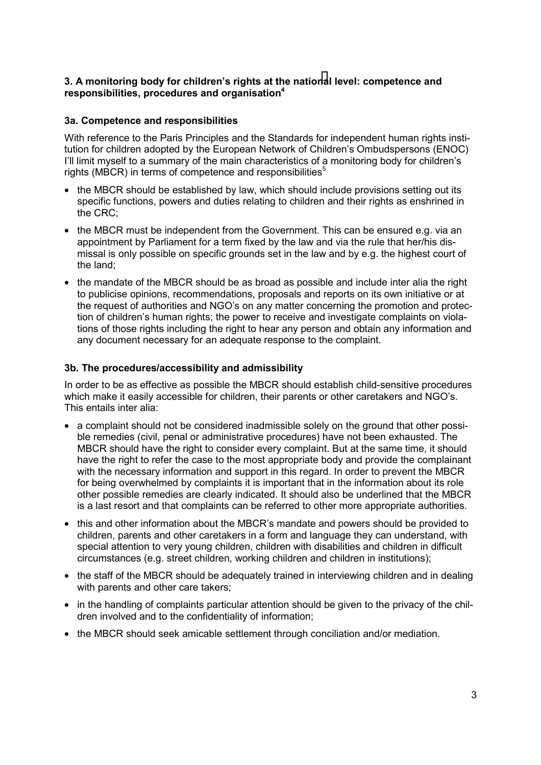### 3. A monitoring body for children's rights at the national level: competence and responsibilities, procedures and organisation[4]

#### 3a. Competence and responsibilities

With reference to the Paris Principles and the Standards for independent human rights institution for children adopted by the European Network of Children's Ombudspersons (ENOC) I'll limit myself to a summary of the main characteristics of a monitoring body for children's rights (MBCR) in terms of competence and responsibilities[5]

- the MBCR should be established by law, which should include provisions setting out its specific functions, powers and duties relating to children and their rights as enshrined in the CRC;
- the MBCR must be independent from the Government. This can be ensured e.g. via an appointment by Parliament for a term fixed by the law and via the rule that her/his dismissal is only possible on specific grounds set in the law and by e.g. the highest court of the land;
- the mandate of the MBCR should be as broad as possible and include inter alia the right to publicise opinions, recommendations, proposals and reports on its own initiative or at the request of authorities and NGO's on any matter concerning the promotion and protection of children's human rights; the power to receive and investigate complaints on violations of those rights including the right to hear any person and obtain any information and any document necessary for an adequate response to the complaint.

#### 3b. The procedures/accessibility and admissibility

In order to be as effective as possible the MBCR should establish child-sensitive procedures which make it easily accessible for children, their parents or other caretakers and NGO's. This entails inter alia:

- a complaint should not be considered inadmissible solely on the ground that other possible remedies (civil, penal or administrative procedures) have not been exhausted. The MBCR should have the right to consider every complaint. But at the same time, it should have the right to refer the case to the most appropriate body and provide the complainant with the necessary information and support in this regard. In order to prevent the MBCR for being overwhelmed by complaints it is important that in the information about its role other possible remedies are clearly indicated. It should also be underlined that the MBCR is a last resort and that complaints can be referred to other more appropriate authorities.
- this and other information about the MBCR's mandate and powers should be provided to children, parents and other caretakers in a form and language they can understand, with special attention to very young children, children with disabilities and children in difficult circumstances (e.g. street children, working children and children in institutions);
- the staff of the MBCR should be adequately trained in interviewing children and in dealing with parents and other care takers;
- in the handling of complaints particular attention should be given to the privacy of the children involved and to the confidentiality of information;
- the MBCR should seek amicable settlement through conciliation and/or mediation.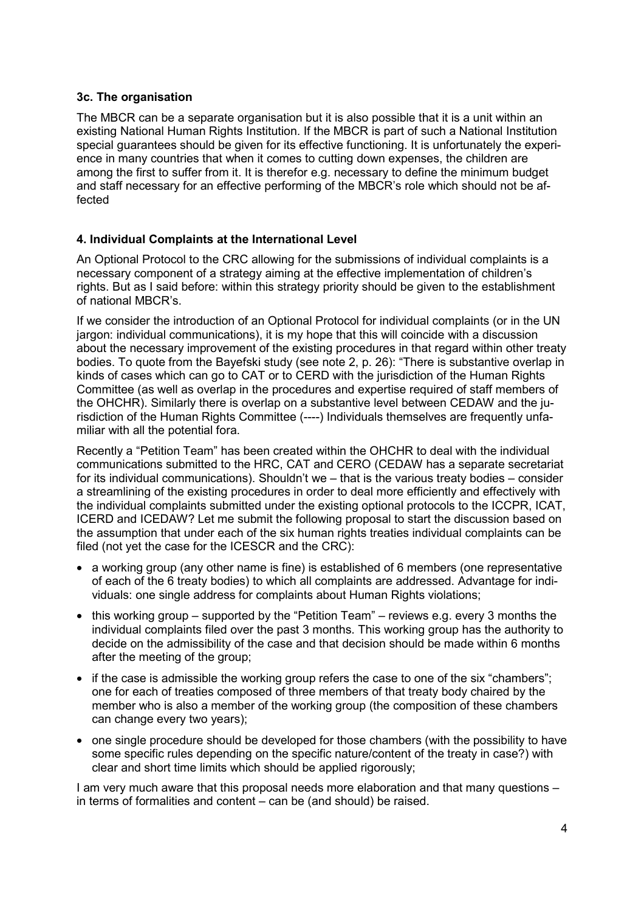### 3c. The organisation

The MBCR can be a separate organisation but it is also possible that it is a unit within an existing National Human Rights Institution. If the MBCR is part of such a National Institution special guarantees should be given for its effective functioning. It is unfortunately the experience in many countries that when it comes to cutting down expenses, the children are among the first to suffer from it. It is therefor e.g. necessary to define the minimum budget and staff necessary for an effective performing of the MBCR's role which should not be affected

## 4. Individual Complaints at the International Level

An Optional Protocol to the CRC allowing for the submissions of individual complaints is a necessary component of a strategy aiming at the effective implementation of children's rights. But as I said before: within this strategy priority should be given to the establishment of national MBCR's.

If we consider the introduction of an Optional Protocol for individual complaints (or in the UN jargon: individual communications), it is my hope that this will coincide with a discussion about the necessary improvement of the existing procedures in that regard within other treaty bodies. To quote from the Bayefski study (see note 2, p. 26): "There is substantive overlap in kinds of cases which can go to CAT or to CERD with the jurisdiction of the Human Rights Committee (as well as overlap in the procedures and expertise required of staff members of the OHCHR). Similarly there is overlap on a substantive level between CEDAW and the jurisdiction of the Human Rights Committee (----) Individuals themselves are frequently unfamiliar with all the potential fora.

Recently a "Petition Team" has been created within the OHCHR to deal with the individual communications submitted to the HRC, CAT and CERO (CEDAW has a separate secretariat for its individual communications). Shouldn't we – that is the various treaty bodies – consider a streamlining of the existing procedures in order to deal more efficiently and effectively with the individual complaints submitted under the existing optional protocols to the ICCPR, ICAT, ICERD and ICEDAW? Let me submit the following proposal to start the discussion based on the assumption that under each of the six human rights treaties individual complaints can be filed (not yet the case for the ICESCR and the CRC):

- a working group (any other name is fine) is established of 6 members (one representative of each of the 6 treaty bodies) to which all complaints are addressed. Advantage for individuals: one single address for complaints about Human Rights violations;
- this working group – supported by the "Petition Team" – reviews e.g. every 3 months the individual complaints filed over the past 3 months. This working group has the authority to decide on the admissibility of the case and that decision should be made within 6 months after the meeting of the group;
- if the case is admissible the working group refers the case to one of the six "chambers"; one for each of treaties composed of three members of that treaty body chaired by the member who is also a member of the working group (the composition of these chambers can change every two years);
- one single procedure should be developed for those chambers (with the possibility to have some specific rules depending on the specific nature/content of the treaty in case?) with clear and short time limits which should be applied rigorously;

I am very much aware that this proposal needs more elaboration and that many questions – in terms of formalities and content – can be (and should) be raised.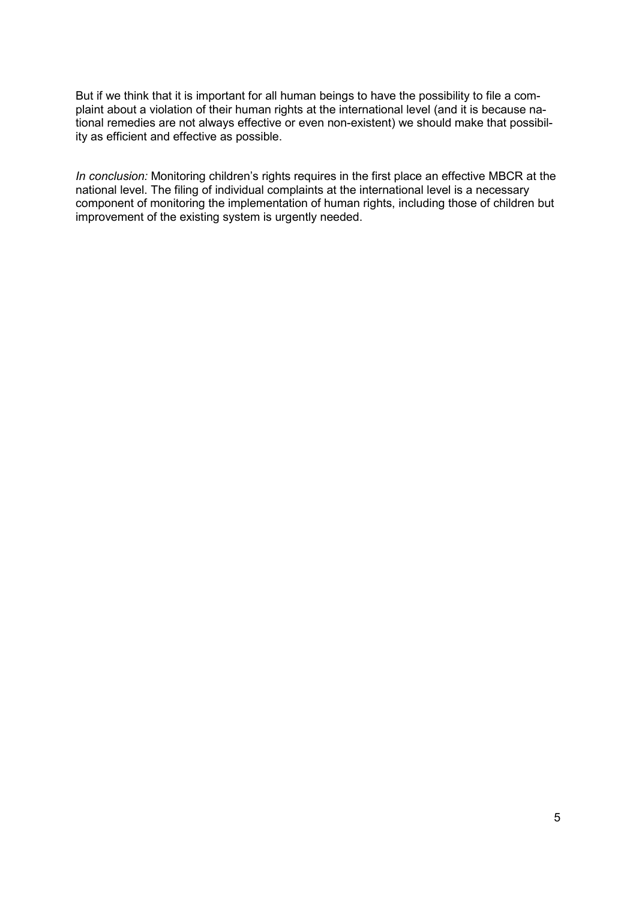But if we think that it is important for all human beings to have the possibility to file a complaint about a violation of their human rights at the international level (and it is because national remedies are not always effective or even non-existent) we should make that possibility as efficient and effective as possible.

*In conclusion:* Monitoring children's rights requires in the first place an effective MBCR at the national level. The filing of individual complaints at the international level is a necessary component of monitoring the implementation of human rights, including those of children but improvement of the existing system is urgently needed.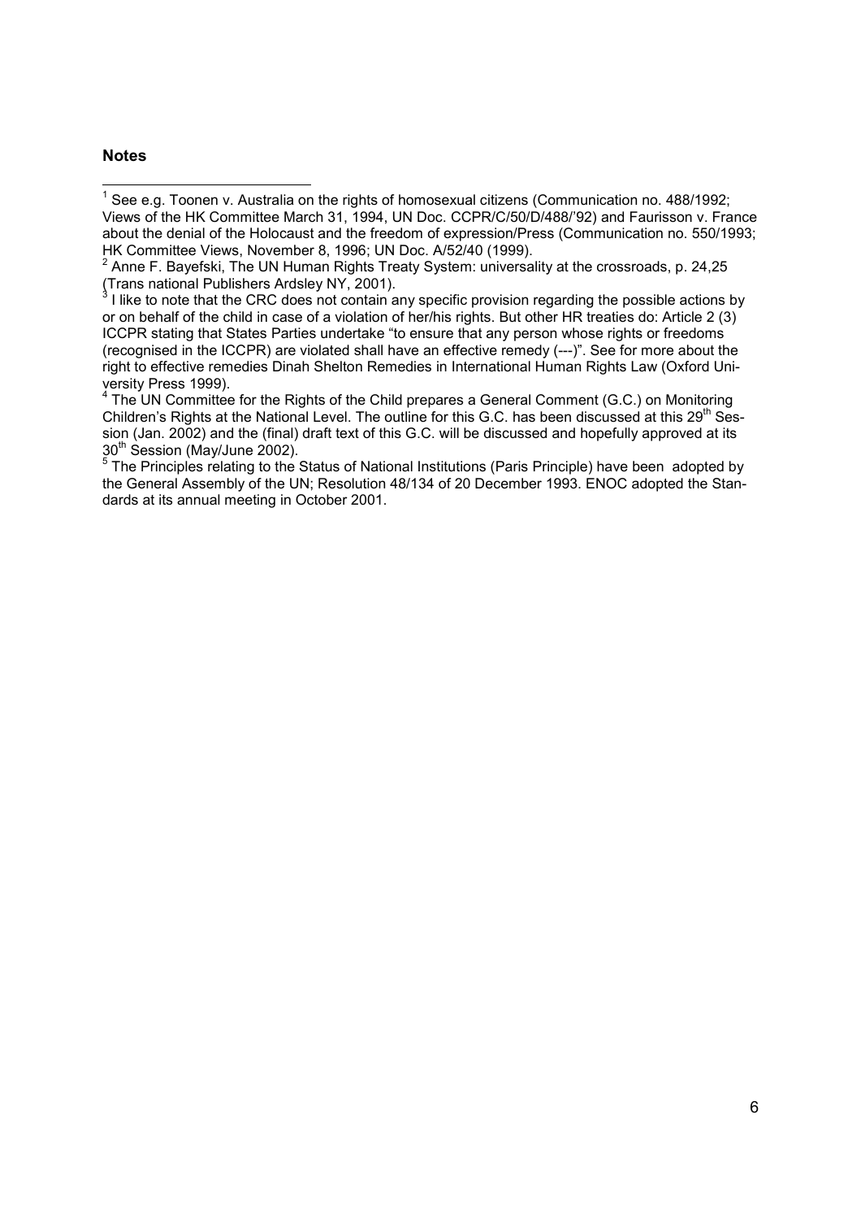**Notes**

[1] See e.g. Toonen v. Australia on the rights of homosexual citizens (Communication no. 488/1992; Views of the HK Committee March 31, 1994, UN Doc. CCPR/C/50/D/488/'92) and Faurisson v. France about the denial of the Holocaust and the freedom of expression/Press (Communication no. 550/1993; HK Committee Views, November 8, 1996; UN Doc. A/52/40 (1999).

[2] Anne F. Bayefski, The UN Human Rights Treaty System: universality at the crossroads, p. 24,25 (Trans national Publishers Ardsley NY, 2001).

[3] I like to note that the CRC does not contain any specific provision regarding the possible actions by or on behalf of the child in case of a violation of her/his rights. But other HR treaties do: Article 2 (3) ICCPR stating that States Parties undertake "to ensure that any person whose rights or freedoms (recognised in the ICCPR) are violated shall have an effective remedy (---)". See for more about the right to effective remedies Dinah Shelton Remedies in International Human Rights Law (Oxford University Press 1999).

[4] The UN Committee for the Rights of the Child prepares a General Comment (G.C.) on Monitoring Children's Rights at the National Level. The outline for this G.C. has been discussed at this 29th Session (Jan. 2002) and the (final) draft text of this G.C. will be discussed and hopefully approved at its 30th Session (May/June 2002).

[5] The Principles relating to the Status of National Institutions (Paris Principle) have been adopted by the General Assembly of the UN; Resolution 48/134 of 20 December 1993. ENOC adopted the Standards at its annual meeting in October 2001.